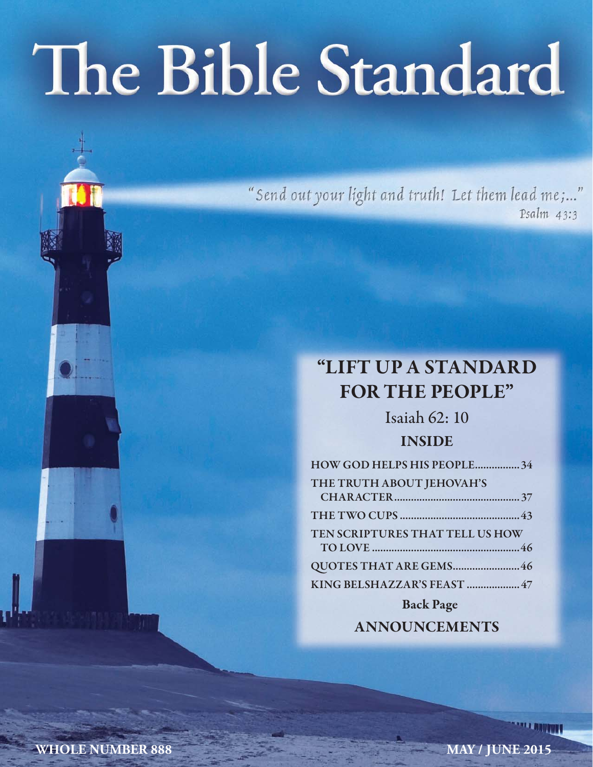# The Bible Standard

"Send out your light and truth! Let them lead me;..."
Psalm 43:3

## "LIFT UP A STANDARD FOR THE PEOPLE"

Isaiah 62: 10

### INSIDE

| | |
|---|---|
| HOW GOD HELPS HIS PEOPLE | 34 |
| THE TRUTH ABOUT JEHOVAH'S CHARACTER | 37 |
| THE TWO CUPS | 43 |
| TEN SCRIPTURES THAT TELL US HOW TO LOVE | 46 |
| QUOTES THAT ARE GEMS | 46 |
| KING BELSHAZZAR'S FEAST | 47 |

**Back Page**

ANNOUNCEMENTS

WHOLE NUMBER 888

MAY / JUNE 2015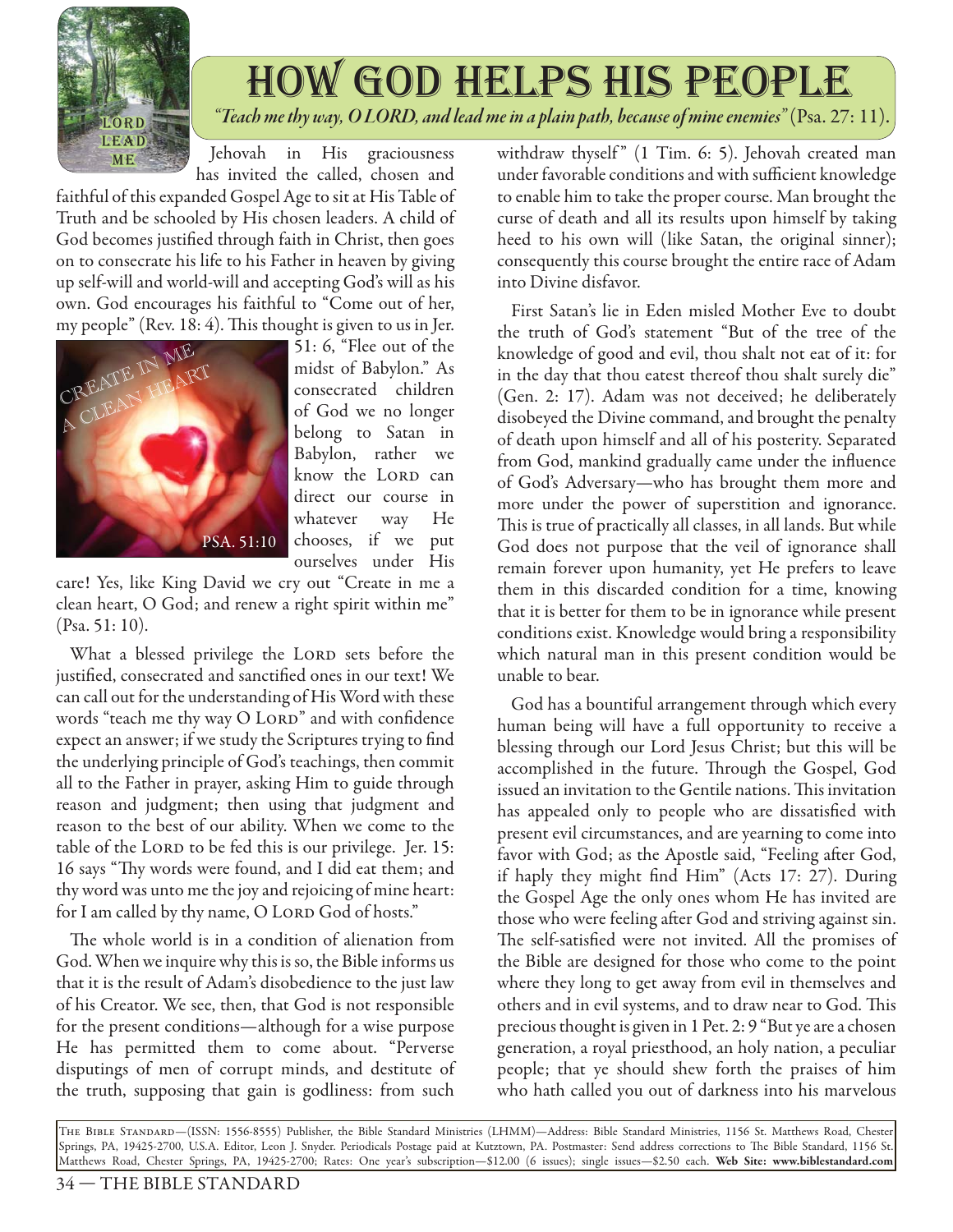# HOW GOD HELPS HIS PEOPLE

*"Teach me thy way, O LORD, and lead me in a plain path, because of mine enemies"* (Psa. 27: 11).

Jehovah in His graciousness has invited the called, chosen and faithful of this expanded Gospel Age to sit at His Table of Truth and be schooled by His chosen leaders. A child of God becomes justified through faith in Christ, then goes on to consecrate his life to his Father in heaven by giving up self-will and world-will and accepting God's will as his own. God encourages his faithful to "Come out of her, my people" (Rev. 18: 4). This thought is given to us in Jer. 51: 6, "Flee out of the midst of Babylon." As consecrated children of God we no longer belong to Satan in Babylon, rather we know the LORD can direct our course in whatever way He chooses, if we put ourselves under His care! Yes, like King David we cry out "Create in me a clean heart, O God; and renew a right spirit within me" (Psa. 51: 10).

What a blessed privilege the LORD sets before the justified, consecrated and sanctified ones in our text! We can call out for the understanding of His Word with these words "teach me thy way O LORD" and with confidence expect an answer; if we study the Scriptures trying to find the underlying principle of God's teachings, then commit all to the Father in prayer, asking Him to guide through reason and judgment; then using that judgment and reason to the best of our ability. When we come to the table of the LORD to be fed this is our privilege. Jer. 15: 16 says "Thy words were found, and I did eat them; and thy word was unto me the joy and rejoicing of mine heart: for I am called by thy name, O LORD God of hosts."

The whole world is in a condition of alienation from God. When we inquire why this is so, the Bible informs us that it is the result of Adam's disobedience to the just law of his Creator. We see, then, that God is not responsible for the present conditions—although for a wise purpose He has permitted them to come about. "Perverse disputings of men of corrupt minds, and destitute of the truth, supposing that gain is godliness: from such withdraw thyself" (1 Tim. 6: 5). Jehovah created man under favorable conditions and with sufficient knowledge to enable him to take the proper course. Man brought the curse of death and all its results upon himself by taking heed to his own will (like Satan, the original sinner); consequently this course brought the entire race of Adam into Divine disfavor.

First Satan's lie in Eden misled Mother Eve to doubt the truth of God's statement "But of the tree of the knowledge of good and evil, thou shalt not eat of it: for in the day that thou eatest thereof thou shalt surely die" (Gen. 2: 17). Adam was not deceived; he deliberately disobeyed the Divine command, and brought the penalty of death upon himself and all of his posterity. Separated from God, mankind gradually came under the influence of God's Adversary—who has brought them more and more under the power of superstition and ignorance. This is true of practically all classes, in all lands. But while God does not purpose that the veil of ignorance shall remain forever upon humanity, yet He prefers to leave them in this discarded condition for a time, knowing that it is better for them to be in ignorance while present conditions exist. Knowledge would bring a responsibility which natural man in this present condition would be unable to bear.

God has a bountiful arrangement through which every human being will have a full opportunity to receive a blessing through our Lord Jesus Christ; but this will be accomplished in the future. Through the Gospel, God issued an invitation to the Gentile nations. This invitation has appealed only to people who are dissatisfied with present evil circumstances, and are yearning to come into favor with God; as the Apostle said, "Feeling after God, if haply they might find Him" (Acts 17: 27). During the Gospel Age the only ones whom He has invited are those who were feeling after God and striving against sin. The self-satisfied were not invited. All the promises of the Bible are designed for those who come to the point where they long to get away from evil in themselves and others and in evil systems, and to draw near to God. This precious thought is given in 1 Pet. 2: 9 "But ye are a chosen generation, a royal priesthood, an holy nation, a peculiar people; that ye should shew forth the praises of him who hath called you out of darkness into his marvelous

THE BIBLE STANDARD—(ISSN: 1556-8555) Publisher, the Bible Standard Ministries (LHMM)—Address: Bible Standard Ministries, 1156 St. Matthews Road, Chester Springs, PA, 19425-2700, U.S.A. Editor, Leon J. Snyder. Periodicals Postage paid at Kutztown, PA. Postmaster: Send address corrections to The Bible Standard, 1156 St. Matthews Road, Chester Springs, PA, 19425-2700; Rates: One year's subscription—$12.00 (6 issues); single issues—$2.50 each. **Web Site: www.biblestandard.com**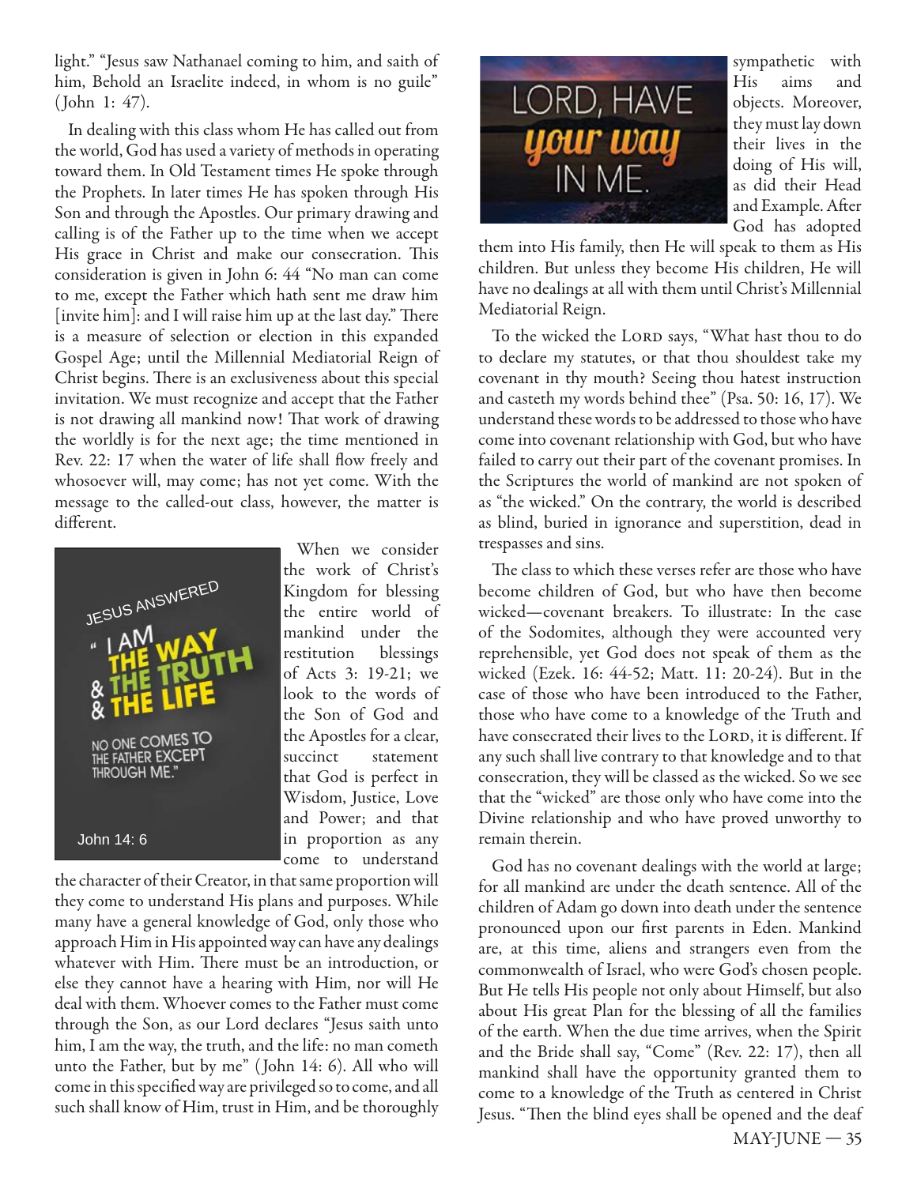light." "Jesus saw Nathanael coming to him, and saith of him, Behold an Israelite indeed, in whom is no guile" (John 1: 47).

In dealing with this class whom He has called out from the world, God has used a variety of methods in operating toward them. In Old Testament times He spoke through the Prophets. In later times He has spoken through His Son and through the Apostles. Our primary drawing and calling is of the Father up to the time when we accept His grace in Christ and make our consecration. This consideration is given in John 6: 44 "No man can come to me, except the Father which hath sent me draw him [invite him]: and I will raise him up at the last day." There is a measure of selection or election in this expanded Gospel Age; until the Millennial Mediatorial Reign of Christ begins. There is an exclusiveness about this special invitation. We must recognize and accept that the Father is not drawing all mankind now! That work of drawing the worldly is for the next age; the time mentioned in Rev. 22: 17 when the water of life shall flow freely and whosoever will, may come; has not yet come. With the message to the called-out class, however, the matter is different.

JESUS ANSWERED "I AM THE WAY & THE TRUTH & THE LIFE NO ONE COMES TO THE FATHER EXCEPT THROUGH ME." John 14: 6

When we consider the work of Christ's Kingdom for blessing the entire world of mankind under the restitution blessings of Acts 3: 19-21; we look to the words of the Son of God and the Apostles for a clear, succinct statement that God is perfect in Wisdom, Justice, Love and Power; and that in proportion as any come to understand the character of their Creator, in that same proportion will they come to understand His plans and purposes. While many have a general knowledge of God, only those who approach Him in His appointed way can have any dealings whatever with Him. There must be an introduction, or else they cannot have a hearing with Him, nor will He deal with them. Whoever comes to the Father must come through the Son, as our Lord declares "Jesus saith unto him, I am the way, the truth, and the life: no man cometh unto the Father, but by me" (John 14: 6). All who will come in this specified way are privileged so to come, and all such shall know of Him, trust in Him, and be thoroughly

LORD, HAVE your way IN ME.

sympathetic with His aims and objects. Moreover, they must lay down their lives in the doing of His will, as did their Head and Example. After God has adopted them into His family, then He will speak to them as His children. But unless they become His children, He will have no dealings at all with them until Christ's Millennial Mediatorial Reign.

To the wicked the LORD says, "What hast thou to do to declare my statutes, or that thou shouldest take my covenant in thy mouth? Seeing thou hatest instruction and casteth my words behind thee" (Psa. 50: 16, 17). We understand these words to be addressed to those who have come into covenant relationship with God, but who have failed to carry out their part of the covenant promises. In the Scriptures the world of mankind are not spoken of as "the wicked." On the contrary, the world is described as blind, buried in ignorance and superstition, dead in trespasses and sins.

The class to which these verses refer are those who have become children of God, but who have then become wicked—covenant breakers. To illustrate: In the case of the Sodomites, although they were accounted very reprehensible, yet God does not speak of them as the wicked (Ezek. 16: 44-52; Matt. 11: 20-24). But in the case of those who have been introduced to the Father, those who have come to a knowledge of the Truth and have consecrated their lives to the LORD, it is different. If any such shall live contrary to that knowledge and to that consecration, they will be classed as the wicked. So we see that the "wicked" are those only who have come into the Divine relationship and who have proved unworthy to remain therein.

God has no covenant dealings with the world at large; for all mankind are under the death sentence. All of the children of Adam go down into death under the sentence pronounced upon our first parents in Eden. Mankind are, at this time, aliens and strangers even from the commonwealth of Israel, who were God's chosen people. But He tells His people not only about Himself, but also about His great Plan for the blessing of all the families of the earth. When the due time arrives, when the Spirit and the Bride shall say, "Come" (Rev. 22: 17), then all mankind shall have the opportunity granted them to come to a knowledge of the Truth as centered in Christ Jesus. "Then the blind eyes shall be opened and the deaf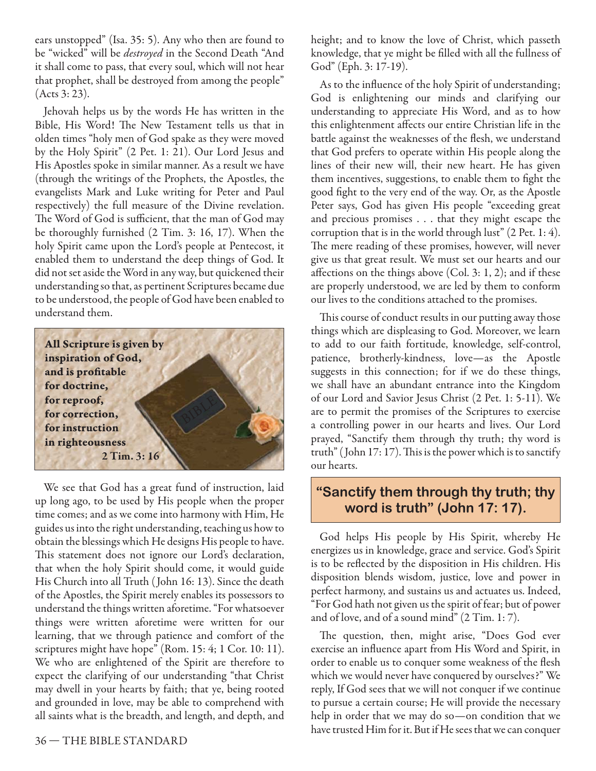ears unstopped" (Isa. 35: 5). Any who then are found to be "wicked" will be *destroyed* in the Second Death "And it shall come to pass, that every soul, which will not hear that prophet, shall be destroyed from among the people" (Acts 3: 23).

Jehovah helps us by the words He has written in the Bible, His Word! The New Testament tells us that in olden times "holy men of God spake as they were moved by the Holy Spirit" (2 Pet. 1: 21). Our Lord Jesus and His Apostles spoke in similar manner. As a result we have (through the writings of the Prophets, the Apostles, the evangelists Mark and Luke writing for Peter and Paul respectively) the full measure of the Divine revelation. The Word of God is sufficient, that the man of God may be thoroughly furnished (2 Tim. 3: 16, 17). When the holy Spirit came upon the Lord's people at Pentecost, it enabled them to understand the deep things of God. It did not set aside the Word in any way, but quickened their understanding so that, as pertinent Scriptures became due to be understood, the people of God have been enabled to understand them.

**All Scripture is given by inspiration of God, and is profitable for doctrine, for reproof, for correction, for instruction in righteousness**
**2 Tim. 3: 16**

We see that God has a great fund of instruction, laid up long ago, to be used by His people when the proper time comes; and as we come into harmony with Him, He guides us into the right understanding, teaching us how to obtain the blessings which He designs His people to have. This statement does not ignore our Lord's declaration, that when the holy Spirit should come, it would guide His Church into all Truth (John 16: 13). Since the death of the Apostles, the Spirit merely enables its possessors to understand the things written aforetime. "For whatsoever things were written aforetime were written for our learning, that we through patience and comfort of the scriptures might have hope" (Rom. 15: 4; 1 Cor. 10: 11). We who are enlightened of the Spirit are therefore to expect the clarifying of our understanding "that Christ may dwell in your hearts by faith; that ye, being rooted and grounded in love, may be able to comprehend with all saints what is the breadth, and length, and depth, and height; and to know the love of Christ, which passeth knowledge, that ye might be filled with all the fullness of God" (Eph. 3: 17-19).

As to the influence of the holy Spirit of understanding; God is enlightening our minds and clarifying our understanding to appreciate His Word, and as to how this enlightenment affects our entire Christian life in the battle against the weaknesses of the flesh, we understand that God prefers to operate within His people along the lines of their new will, their new heart. He has given them incentives, suggestions, to enable them to fight the good fight to the very end of the way. Or, as the Apostle Peter says, God has given His people "exceeding great and precious promises . . . that they might escape the corruption that is in the world through lust" (2 Pet. 1: 4). The mere reading of these promises, however, will never give us that great result. We must set our hearts and our affections on the things above (Col. 3: 1, 2); and if these are properly understood, we are led by them to conform our lives to the conditions attached to the promises.

This course of conduct results in our putting away those things which are displeasing to God. Moreover, we learn to add to our faith fortitude, knowledge, self-control, patience, brotherly-kindness, love—as the Apostle suggests in this connection; for if we do these things, we shall have an abundant entrance into the Kingdom of our Lord and Savior Jesus Christ (2 Pet. 1: 5-11). We are to permit the promises of the Scriptures to exercise a controlling power in our hearts and lives. Our Lord prayed, "Sanctify them through thy truth; thy word is truth" (John 17: 17). This is the power which is to sanctify our hearts.

**"Sanctify them through thy truth; thy word is truth" (John 17: 17).**

God helps His people by His Spirit, whereby He energizes us in knowledge, grace and service. God's Spirit is to be reflected by the disposition in His children. His disposition blends wisdom, justice, love and power in perfect harmony, and sustains us and actuates us. Indeed, "For God hath not given us the spirit of fear; but of power and of love, and of a sound mind" (2 Tim. 1: 7).

The question, then, might arise, "Does God ever exercise an influence apart from His Word and Spirit, in order to enable us to conquer some weakness of the flesh which we would never have conquered by ourselves?" We reply, If God sees that we will not conquer if we continue to pursue a certain course; He will provide the necessary help in order that we may do so—on condition that we have trusted Him for it. But if He sees that we can conquer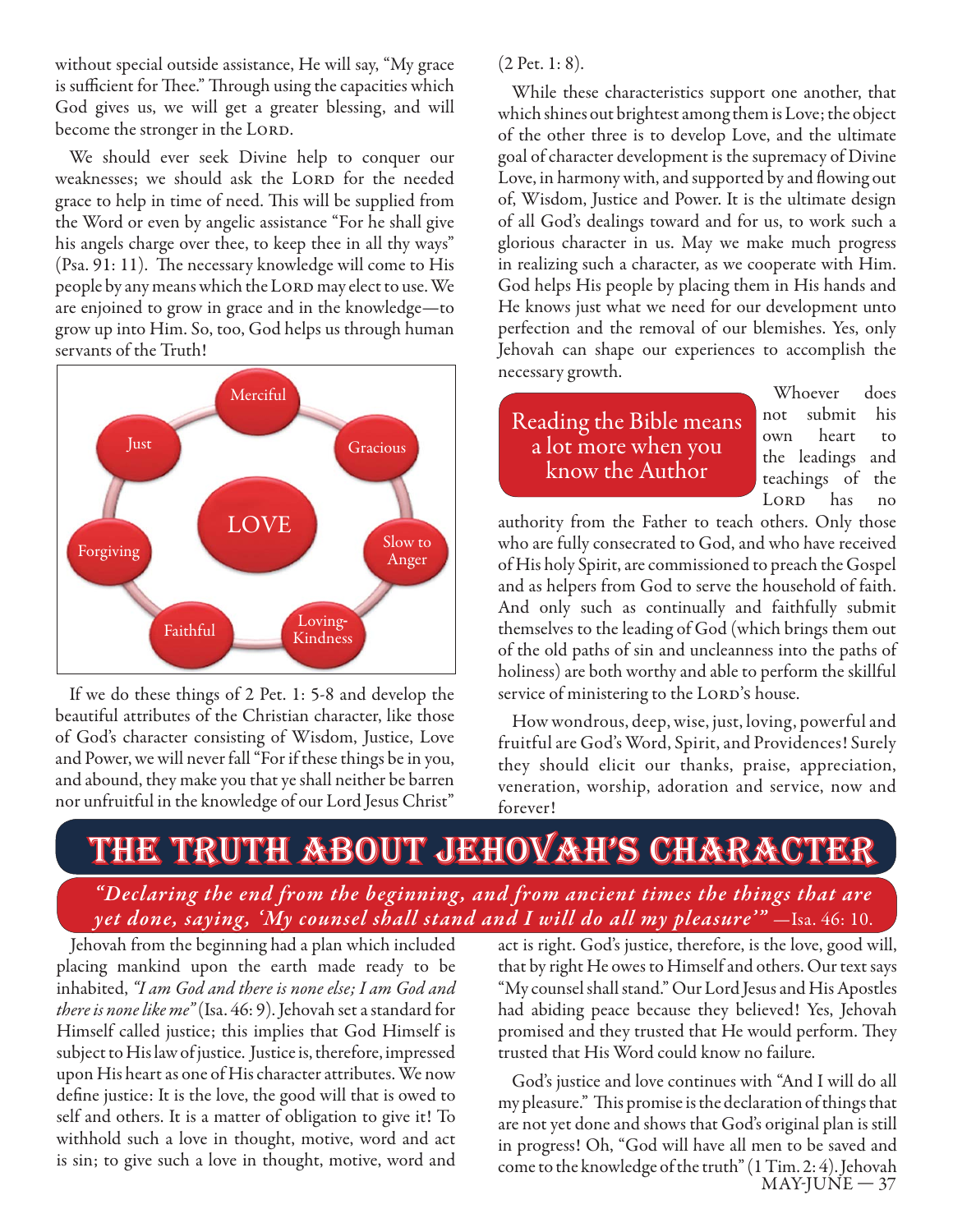without special outside assistance, He will say, "My grace is sufficient for Thee." Through using the capacities which God gives us, we will get a greater blessing, and will become the stronger in the LORD.

We should ever seek Divine help to conquer our weaknesses; we should ask the LORD for the needed grace to help in time of need. This will be supplied from the Word or even by angelic assistance "For he shall give his angels charge over thee, to keep thee in all thy ways" (Psa. 91: 11). The necessary knowledge will come to His people by any means which the LORD may elect to use. We are enjoined to grow in grace and in the knowledge—to grow up into Him. So, too, God helps us through human servants of the Truth!

LOVE: Merciful, Gracious, Slow to Anger, Loving-Kindness, Faithful, Forgiving, Just

If we do these things of 2 Pet. 1: 5-8 and develop the beautiful attributes of the Christian character, like those of God's character consisting of Wisdom, Justice, Love and Power, we will never fall "For if these things be in you, and abound, they make you that ye shall neither be barren nor unfruitful in the knowledge of our Lord Jesus Christ" (2 Pet. 1: 8).

While these characteristics support one another, that which shines out brightest among them is Love; the object of the other three is to develop Love, and the ultimate goal of character development is the supremacy of Divine Love, in harmony with, and supported by and flowing out of, Wisdom, Justice and Power. It is the ultimate design of all God's dealings toward and for us, to work such a glorious character in us. May we make much progress in realizing such a character, as we cooperate with Him. God helps His people by placing them in His hands and He knows just what we need for our development unto perfection and the removal of our blemishes. Yes, only Jehovah can shape our experiences to accomplish the necessary growth.

> Reading the Bible means a lot more when you know the Author

Whoever does not submit his own heart to the leadings and teachings of the LORD has no authority from the Father to teach others. Only those who are fully consecrated to God, and who have received of His holy Spirit, are commissioned to preach the Gospel and as helpers from God to serve the household of faith. And only such as continually and faithfully submit themselves to the leading of God (which brings them out of the old paths of sin and uncleanness into the paths of holiness) are both worthy and able to perform the skillful service of ministering to the LORD's house.

How wondrous, deep, wise, just, loving, powerful and fruitful are God's Word, Spirit, and Providences! Surely they should elicit our thanks, praise, appreciation, veneration, worship, adoration and service, now and forever!

# THE TRUTH ABOUT JEHOVAH'S CHARACTER

*"Declaring the end from the beginning, and from ancient times the things that are yet done, saying, 'My counsel shall stand and I will do all my pleasure'"* —Isa. 46: 10.

Jehovah from the beginning had a plan which included placing mankind upon the earth made ready to be inhabited, *"I am God and there is none else; I am God and there is none like me"* (Isa. 46: 9). Jehovah set a standard for Himself called justice; this implies that God Himself is subject to His law of justice. Justice is, therefore, impressed upon His heart as one of His character attributes. We now define justice: It is the love, the good will that is owed to self and others. It is a matter of obligation to give it! To withhold such a love in thought, motive, word and act is sin; to give such a love in thought, motive, word and act is right. God's justice, therefore, is the love, good will, that by right He owes to Himself and others. Our text says "My counsel shall stand." Our Lord Jesus and His Apostles had abiding peace because they believed! Yes, Jehovah promised and they trusted that He would perform. They trusted that His Word could know no failure.

God's justice and love continues with "And I will do all my pleasure." This promise is the declaration of things that are not yet done and shows that God's original plan is still in progress! Oh, "God will have all men to be saved and come to the knowledge of the truth" (1 Tim. 2: 4). Jehovah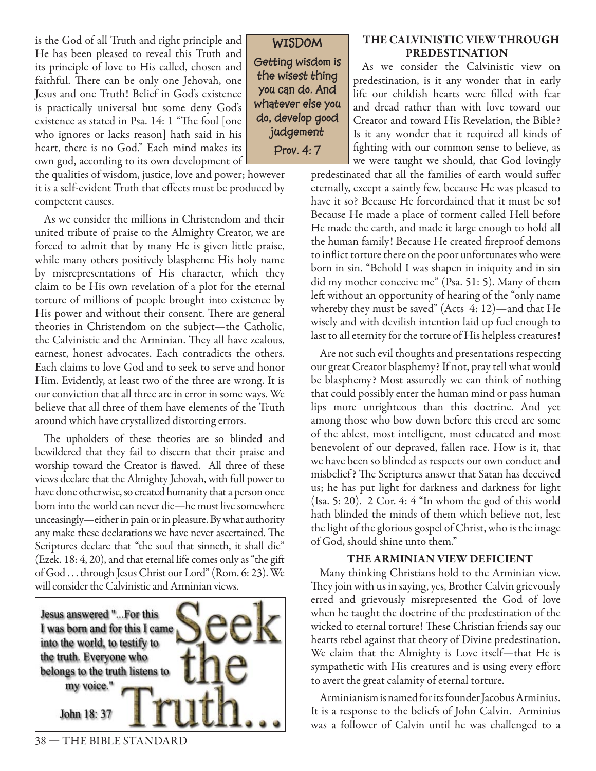is the God of all Truth and right principle and He has been pleased to reveal this Truth and its principle of love to His called, chosen and faithful. There can be only one Jehovah, one Jesus and one Truth! Belief in God's existence is practically universal but some deny God's existence as stated in Psa. 14: 1 "The fool [one who ignores or lacks reason] hath said in his heart, there is no God." Each mind makes its own god, according to its own development of the qualities of wisdom, justice, love and power; however it is a self-evident Truth that effects must be produced by competent causes.

**WISDOM**

**Getting wisdom is the wisest thing you can do. And whatever else you do, develop good judgement**

**Prov. 4: 7**

As we consider the millions in Christendom and their united tribute of praise to the Almighty Creator, we are forced to admit that by many He is given little praise, while many others positively blaspheme His holy name by misrepresentations of His character, which they claim to be His own revelation of a plot for the eternal torture of millions of people brought into existence by His power and without their consent. There are general theories in Christendom on the subject—the Catholic, the Calvinistic and the Arminian. They all have zealous, earnest, honest advocates. Each contradicts the others. Each claims to love God and to seek to serve and honor Him. Evidently, at least two of the three are wrong. It is our conviction that all three are in error in some ways. We believe that all three of them have elements of the Truth around which have crystallized distorting errors.

The upholders of these theories are so blinded and bewildered that they fail to discern that their praise and worship toward the Creator is flawed. All three of these views declare that the Almighty Jehovah, with full power to have done otherwise, so created humanity that a person once born into the world can never die—he must live somewhere unceasingly—either in pain or in pleasure. By what authority any make these declarations we have never ascertained. The Scriptures declare that "the soul that sinneth, it shall die" (Ezek. 18: 4, 20), and that eternal life comes only as "the gift of God . . . through Jesus Christ our Lord" (Rom. 6: 23). We will consider the Calvinistic and Arminian views.

Jesus answered "...For this I was born and for this I came into the world, to testify to the truth. Everyone who belongs to the truth listens to my voice."

John 18: 37

Seek the Truth...

### THE CALVINISTIC VIEW THROUGH PREDESTINATION

As we consider the Calvinistic view on predestination, is it any wonder that in early life our childish hearts were filled with fear and dread rather than with love toward our Creator and toward His Revelation, the Bible? Is it any wonder that it required all kinds of fighting with our common sense to believe, as we were taught we should, that God lovingly predestinated that all the families of earth would suffer eternally, except a saintly few, because He was pleased to have it so? Because He foreordained that it must be so! Because He made a place of torment called Hell before He made the earth, and made it large enough to hold all the human family! Because He created fireproof demons to inflict torture there on the poor unfortunates who were born in sin. "Behold I was shapen in iniquity and in sin did my mother conceive me" (Psa. 51: 5). Many of them left without an opportunity of hearing of the "only name whereby they must be saved" (Acts 4: 12)—and that He wisely and with devilish intention laid up fuel enough to last to all eternity for the torture of His helpless creatures!

Are not such evil thoughts and presentations respecting our great Creator blasphemy? If not, pray tell what would be blasphemy? Most assuredly we can think of nothing that could possibly enter the human mind or pass human lips more unrighteous than this doctrine. And yet among those who bow down before this creed are some of the ablest, most intelligent, most educated and most benevolent of our depraved, fallen race. How is it, that we have been so blinded as respects our own conduct and misbelief? The Scriptures answer that Satan has deceived us; he has put light for darkness and darkness for light (Isa. 5: 20). 2 Cor. 4: 4 "In whom the god of this world hath blinded the minds of them which believe not, lest the light of the glorious gospel of Christ, who is the image of God, should shine unto them."

### THE ARMINIAN VIEW DEFICIENT

Many thinking Christians hold to the Arminian view. They join with us in saying, yes, Brother Calvin grievously erred and grievously misrepresented the God of love when he taught the doctrine of the predestination of the wicked to eternal torture! These Christian friends say our hearts rebel against that theory of Divine predestination. We claim that the Almighty is Love itself—that He is sympathetic with His creatures and is using every effort to avert the great calamity of eternal torture.

Arminianism is named for its founder Jacobus Arminius. It is a response to the beliefs of John Calvin. Arminius was a follower of Calvin until he was challenged to a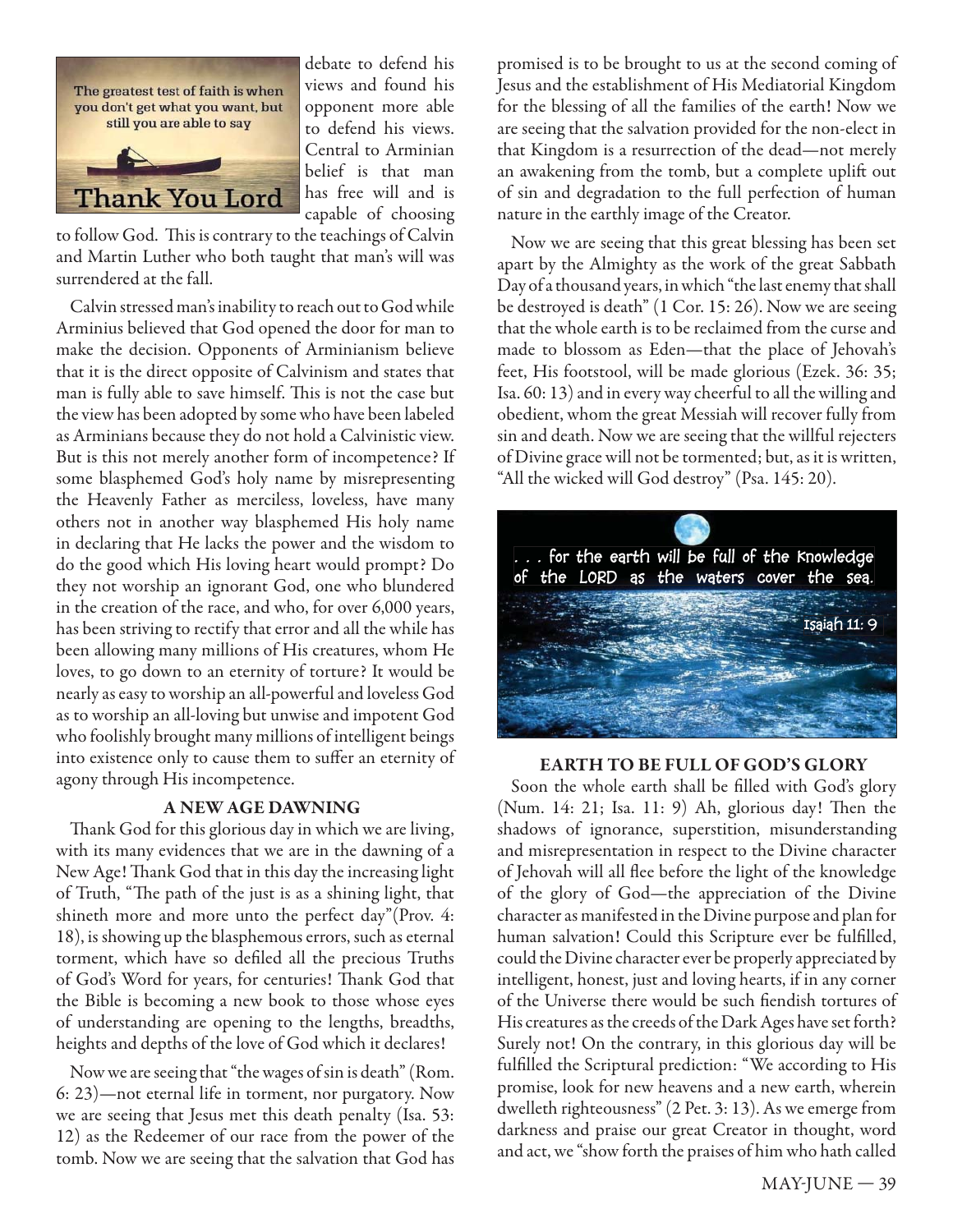debate to defend his views and found his opponent more able to defend his views. Central to Arminian belief is that man has free will and is capable of choosing to follow God. This is contrary to the teachings of Calvin and Martin Luther who both taught that man's will was surrendered at the fall.

Calvin stressed man's inability to reach out to God while Arminius believed that God opened the door for man to make the decision. Opponents of Arminianism believe that it is the direct opposite of Calvinism and states that man is fully able to save himself. This is not the case but the view has been adopted by some who have been labeled as Arminians because they do not hold a Calvinistic view. But is this not merely another form of incompetence? If some blasphemed God's holy name by misrepresenting the Heavenly Father as merciless, loveless, have many others not in another way blasphemed His holy name in declaring that He lacks the power and the wisdom to do the good which His loving heart would prompt? Do they not worship an ignorant God, one who blundered in the creation of the race, and who, for over 6,000 years, has been striving to rectify that error and all the while has been allowing many millions of His creatures, whom He loves, to go down to an eternity of torture? It would be nearly as easy to worship an all-powerful and loveless God as to worship an all-loving but unwise and impotent God who foolishly brought many millions of intelligent beings into existence only to cause them to suffer an eternity of agony through His incompetence.

### A NEW AGE DAWNING

Thank God for this glorious day in which we are living, with its many evidences that we are in the dawning of a New Age! Thank God that in this day the increasing light of Truth, "The path of the just is as a shining light, that shineth more and more unto the perfect day"(Prov. 4: 18), is showing up the blasphemous errors, such as eternal torment, which have so defiled all the precious Truths of God's Word for years, for centuries! Thank God that the Bible is becoming a new book to those whose eyes of understanding are opening to the lengths, breadths, heights and depths of the love of God which it declares!

Now we are seeing that "the wages of sin is death" (Rom. 6: 23)—not eternal life in torment, nor purgatory. Now we are seeing that Jesus met this death penalty (Isa. 53: 12) as the Redeemer of our race from the power of the tomb. Now we are seeing that the salvation that God has promised is to be brought to us at the second coming of Jesus and the establishment of His Mediatorial Kingdom for the blessing of all the families of the earth! Now we are seeing that the salvation provided for the non-elect in that Kingdom is a resurrection of the dead—not merely an awakening from the tomb, but a complete uplift out of sin and degradation to the full perfection of human nature in the earthly image of the Creator.

Now we are seeing that this great blessing has been set apart by the Almighty as the work of the great Sabbath Day of a thousand years, in which "the last enemy that shall be destroyed is death" (1 Cor. 15: 26). Now we are seeing that the whole earth is to be reclaimed from the curse and made to blossom as Eden—that the place of Jehovah's feet, His footstool, will be made glorious (Ezek. 36: 35; Isa. 60: 13) and in every way cheerful to all the willing and obedient, whom the great Messiah will recover fully from sin and death. Now we are seeing that the willful rejecters of Divine grace will not be tormented; but, as it is written, "All the wicked will God destroy" (Psa. 145: 20).

### EARTH TO BE FULL OF GOD'S GLORY

Soon the whole earth shall be filled with God's glory (Num. 14: 21; Isa. 11: 9) Ah, glorious day! Then the shadows of ignorance, superstition, misunderstanding and misrepresentation in respect to the Divine character of Jehovah will all flee before the light of the knowledge of the glory of God—the appreciation of the Divine character as manifested in the Divine purpose and plan for human salvation! Could this Scripture ever be fulfilled, could the Divine character ever be properly appreciated by intelligent, honest, just and loving hearts, if in any corner of the Universe there would be such fiendish tortures of His creatures as the creeds of the Dark Ages have set forth? Surely not! On the contrary, in this glorious day will be fulfilled the Scriptural prediction: "We according to His promise, look for new heavens and a new earth, wherein dwelleth righteousness" (2 Pet. 3: 13). As we emerge from darkness and praise our great Creator in thought, word and act, we "show forth the praises of him who hath called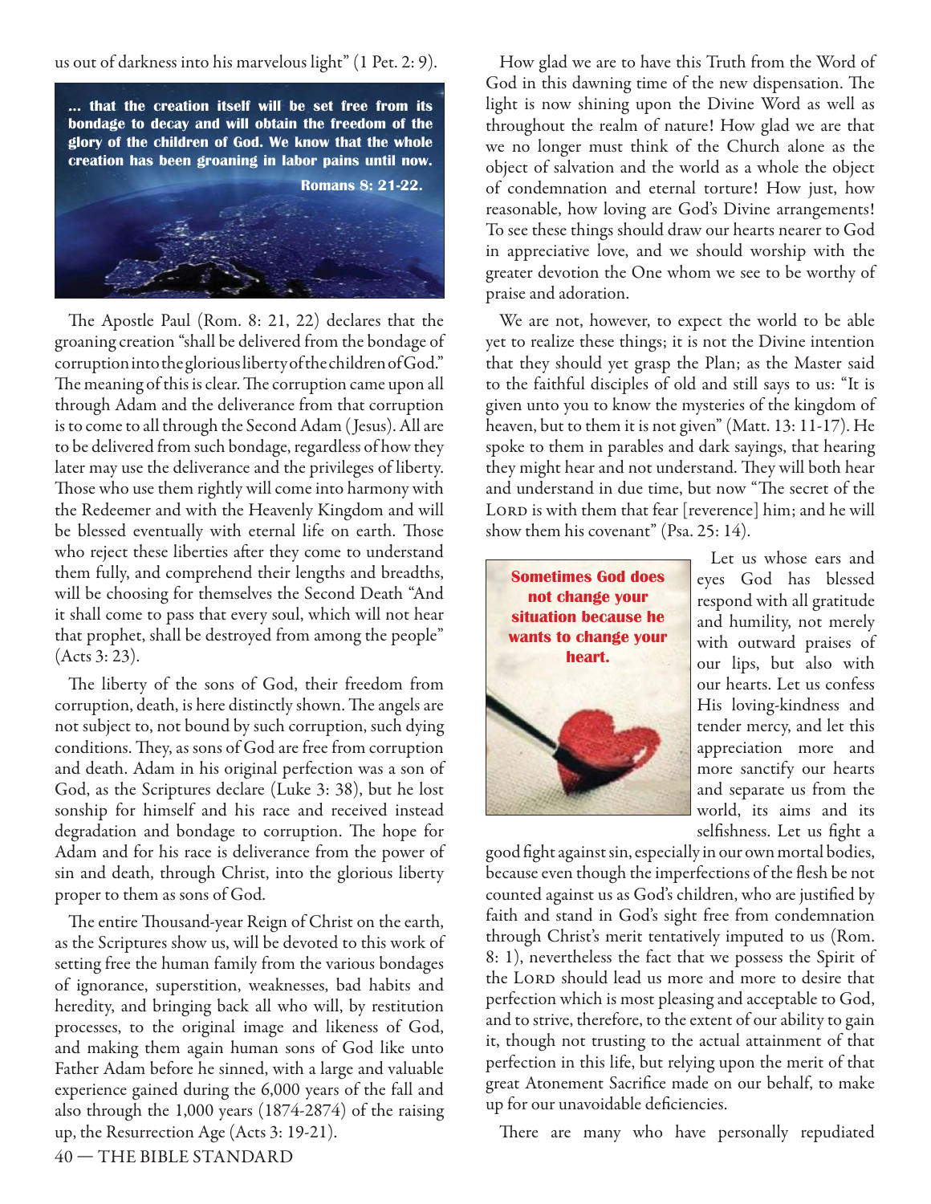us out of darkness into his marvelous light" (1 Pet. 2: 9).

**... that the creation itself will be set free from its bondage to decay and will obtain the freedom of the glory of the children of God. We know that the whole creation has been groaning in labor pains until now.**

**Romans 8: 21-22.**

The Apostle Paul (Rom. 8: 21, 22) declares that the groaning creation "shall be delivered from the bondage of corruption into the glorious liberty of the children of God." The meaning of this is clear. The corruption came upon all through Adam and the deliverance from that corruption is to come to all through the Second Adam (Jesus). All are to be delivered from such bondage, regardless of how they later may use the deliverance and the privileges of liberty. Those who use them rightly will come into harmony with the Redeemer and with the Heavenly Kingdom and will be blessed eventually with eternal life on earth. Those who reject these liberties after they come to understand them fully, and comprehend their lengths and breadths, will be choosing for themselves the Second Death "And it shall come to pass that every soul, which will not hear that prophet, shall be destroyed from among the people" (Acts 3: 23).

The liberty of the sons of God, their freedom from corruption, death, is here distinctly shown. The angels are not subject to, not bound by such corruption, such dying conditions. They, as sons of God are free from corruption and death. Adam in his original perfection was a son of God, as the Scriptures declare (Luke 3: 38), but he lost sonship for himself and his race and received instead degradation and bondage to corruption. The hope for Adam and for his race is deliverance from the power of sin and death, through Christ, into the glorious liberty proper to them as sons of God.

The entire Thousand-year Reign of Christ on the earth, as the Scriptures show us, will be devoted to this work of setting free the human family from the various bondages of ignorance, superstition, weaknesses, bad habits and heredity, and bringing back all who will, by restitution processes, to the original image and likeness of God, and making them again human sons of God like unto Father Adam before he sinned, with a large and valuable experience gained during the 6,000 years of the fall and also through the 1,000 years (1874-2874) of the raising up, the Resurrection Age (Acts 3: 19-21).

How glad we are to have this Truth from the Word of God in this dawning time of the new dispensation. The light is now shining upon the Divine Word as well as throughout the realm of nature! How glad we are that we no longer must think of the Church alone as the object of salvation and the world as a whole the object of condemnation and eternal torture! How just, how reasonable, how loving are God's Divine arrangements! To see these things should draw our hearts nearer to God in appreciative love, and we should worship with the greater devotion the One whom we see to be worthy of praise and adoration.

We are not, however, to expect the world to be able yet to realize these things; it is not the Divine intention that they should yet grasp the Plan; as the Master said to the faithful disciples of old and still says to us: "It is given unto you to know the mysteries of the kingdom of heaven, but to them it is not given" (Matt. 13: 11-17). He spoke to them in parables and dark sayings, that hearing they might hear and not understand. They will both hear and understand in due time, but now "The secret of the LORD is with them that fear [reverence] him; and he will show them his covenant" (Psa. 25: 14).

**Sometimes God does not change your situation because he wants to change your heart.**

Let us whose ears and eyes God has blessed respond with all gratitude and humility, not merely with outward praises of our lips, but also with our hearts. Let us confess His loving-kindness and tender mercy, and let this appreciation more and more sanctify our hearts and separate us from the world, its aims and its selfishness. Let us fight a good fight against sin, especially in our own mortal bodies, because even though the imperfections of the flesh be not counted against us as God's children, who are justified by faith and stand in God's sight free from condemnation through Christ's merit tentatively imputed to us (Rom. 8: 1), nevertheless the fact that we possess the Spirit of the LORD should lead us more and more to desire that perfection which is most pleasing and acceptable to God, and to strive, therefore, to the extent of our ability to gain it, though not trusting to the actual attainment of that perfection in this life, but relying upon the merit of that great Atonement Sacrifice made on our behalf, to make up for our unavoidable deficiencies.

There are many who have personally repudiated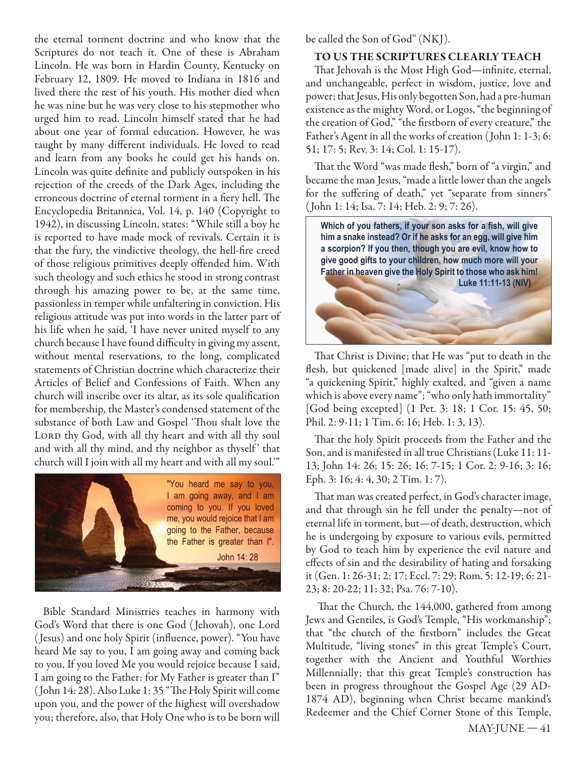the eternal torment doctrine and who know that the Scriptures do not teach it. One of these is Abraham Lincoln. He was born in Hardin County, Kentucky on February 12, 1809. He moved to Indiana in 1816 and lived there the rest of his youth. His mother died when he was nine but he was very close to his stepmother who urged him to read. Lincoln himself stated that he had about one year of formal education. However, he was taught by many different individuals. He loved to read and learn from any books he could get his hands on. Lincoln was quite definite and publicly outspoken in his rejection of the creeds of the Dark Ages, including the erroneous doctrine of eternal torment in a fiery hell. The Encyclopedia Britannica, Vol. 14, p. 140 (Copyright to 1942), in discussing Lincoln, states: "While still a boy he is reported to have made mock of revivals. Certain it is that the fury, the vindictive theology, the hell-fire creed of those religious primitives deeply offended him. With such theology and such ethics he stood in strong contrast through his amazing power to be, at the same time, passionless in temper while unfaltering in conviction. His religious attitude was put into words in the latter part of his life when he said, 'I have never united myself to any church because I have found difficulty in giving my assent, without mental reservations, to the long, complicated statements of Christian doctrine which characterize their Articles of Belief and Confessions of Faith. When any church will inscribe over its altar, as its sole qualification for membership, the Master's condensed statement of the substance of both Law and Gospel 'Thou shalt love the LORD thy God, with all thy heart and with all thy soul and with all thy mind, and thy neighbor as thyself' that church will I join with all my heart and with all my soul.'"

"You heard me say to you, I am going away, and I am coming to you. If you loved me, you would rejoice that I am going to the Father, because the Father is greater than I". John 14: 28

Bible Standard Ministries teaches in harmony with God's Word that there is one God (Jehovah), one Lord (Jesus) and one holy Spirit (influence, power). "You have heard Me say to you, I am going away and coming back to you, If you loved Me you would rejoice because I said, I am going to the Father: for My Father is greater than I" (John 14: 28). Also Luke 1: 35 "The Holy Spirit will come upon you, and the power of the highest will overshadow you; therefore, also, that Holy One who is to be born will be called the Son of God" (NKJ).

## TO US THE SCRIPTURES CLEARLY TEACH

That Jehovah is the Most High God—infinite, eternal, and unchangeable, perfect in wisdom, justice, love and power; that Jesus, His only begotten Son, had a pre-human existence as the mighty Word, or Logos, "the beginning of the creation of God," "the firstborn of every creature," the Father's Agent in all the works of creation (John 1: 1-3; 6: 51; 17: 5; Rev. 3: 14; Col. 1: 15-17).

That the Word "was made flesh," born of "a virgin," and became the man Jesus, "made a little lower than the angels for the suffering of death," yet "separate from sinners" (John 1: 14; Isa. 7: 14; Heb. 2: 9; 7: 26).

**Which of you fathers, if your son asks for a fish, will give him a snake instead? Or if he asks for an egg, will give him a scorpion? If you then, though you are evil, know how to give good gifts to your children, how much more will your Father in heaven give the Holy Spirit to those who ask him! Luke 11:11-13 (NIV)**

That Christ is Divine; that He was "put to death in the flesh, but quickened [made alive] in the Spirit," made "a quickening Spirit," highly exalted, and "given a name which is above every name"; "who only hath immortality" [God being excepted] (1 Pet. 3: 18; 1 Cor. 15: 45, 50; Phil. 2: 9-11; 1 Tim. 6: 16; Heb. 1: 3, 13).

That the holy Spirit proceeds from the Father and the Son, and is manifested in all true Christians (Luke 11: 11-13; John 14: 26; 15: 26; 16: 7-15; 1 Cor. 2: 9-16; 3: 16; Eph. 3: 16; 4: 4, 30; 2 Tim. 1: 7).

That man was created perfect, in God's character image, and that through sin he fell under the penalty—not of eternal life in torment, but—of death, destruction, which he is undergoing by exposure to various evils, permitted by God to teach him by experience the evil nature and effects of sin and the desirability of hating and forsaking it (Gen. 1: 26-31; 2: 17; Eccl. 7: 29; Rom. 5: 12-19; 6: 21-23; 8: 20-22; 11: 32; Psa. 76: 7-10).

That the Church, the 144,000, gathered from among Jews and Gentiles, is God's Temple, "His workmanship"; that "the church of the firstborn" includes the Great Multitude, "living stones" in this great Temple's Court, together with the Ancient and Youthful Worthies Millennially; that this great Temple's construction has been in progress throughout the Gospel Age (29 AD-1874 AD), beginning when Christ became mankind's Redeemer and the Chief Corner Stone of this Temple,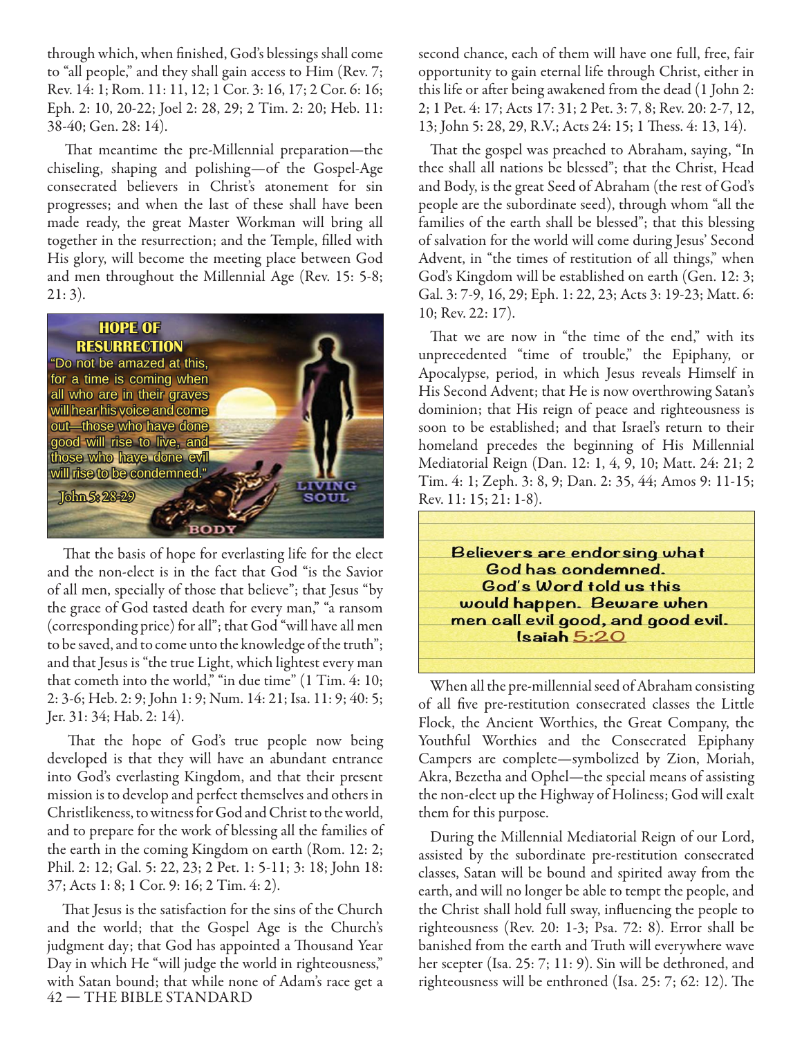through which, when finished, God's blessings shall come to "all people," and they shall gain access to Him (Rev. 7; Rev. 14: 1; Rom. 11: 11, 12; 1 Cor. 3: 16, 17; 2 Cor. 6: 16; Eph. 2: 10, 20-22; Joel 2: 28, 29; 2 Tim. 2: 20; Heb. 11: 38-40; Gen. 28: 14).

That meantime the pre-Millennial preparation—the chiseling, shaping and polishing—of the Gospel-Age consecrated believers in Christ's atonement for sin progresses; and when the last of these shall have been made ready, the great Master Workman will bring all together in the resurrection; and the Temple, filled with His glory, will become the meeting place between God and men throughout the Millennial Age (Rev. 15: 5-8; 21: 3).

**HOPE OF RESURRECTION**

"Do not be amazed at this, for a time is coming when all who are in their graves will hear his voice and come out—those who have done good will rise to live, and those who have done evil will rise to be condemned."

John 5: 28-29

LIVING SOUL

BODY

That the basis of hope for everlasting life for the elect and the non-elect is in the fact that God "is the Savior of all men, specially of those that believe"; that Jesus "by the grace of God tasted death for every man," "a ransom (corresponding price) for all"; that God "will have all men to be saved, and to come unto the knowledge of the truth"; and that Jesus is "the true Light, which lightest every man that cometh into the world," "in due time" (1 Tim. 4: 10; 2: 3-6; Heb. 2: 9; John 1: 9; Num. 14: 21; Isa. 11: 9; 40: 5; Jer. 31: 34; Hab. 2: 14).

That the hope of God's true people now being developed is that they will have an abundant entrance into God's everlasting Kingdom, and that their present mission is to develop and perfect themselves and others in Christlikeness, to witness for God and Christ to the world, and to prepare for the work of blessing all the families of the earth in the coming Kingdom on earth (Rom. 12: 2; Phil. 2: 12; Gal. 5: 22, 23; 2 Pet. 1: 5-11; 3: 18; John 18: 37; Acts 1: 8; 1 Cor. 9: 16; 2 Tim. 4: 2).

That Jesus is the satisfaction for the sins of the Church and the world; that the Gospel Age is the Church's judgment day; that God has appointed a Thousand Year Day in which He "will judge the world in righteousness," with Satan bound; that while none of Adam's race get a second chance, each of them will have one full, free, fair opportunity to gain eternal life through Christ, either in this life or after being awakened from the dead (1 John 2: 2; 1 Pet. 4: 17; Acts 17: 31; 2 Pet. 3: 7, 8; Rev. 20: 2-7, 12, 13; John 5: 28, 29, R.V.; Acts 24: 15; 1 Thess. 4: 13, 14).

That the gospel was preached to Abraham, saying, "In thee shall all nations be blessed"; that the Christ, Head and Body, is the great Seed of Abraham (the rest of God's people are the subordinate seed), through whom "all the families of the earth shall be blessed"; that this blessing of salvation for the world will come during Jesus' Second Advent, in "the times of restitution of all things," when God's Kingdom will be established on earth (Gen. 12: 3; Gal. 3: 7-9, 16, 29; Eph. 1: 22, 23; Acts 3: 19-23; Matt. 6: 10; Rev. 22: 17).

That we are now in "the time of the end," with its unprecedented "time of trouble," the Epiphany, or Apocalypse, period, in which Jesus reveals Himself in His Second Advent; that He is now overthrowing Satan's dominion; that His reign of peace and righteousness is soon to be established; and that Israel's return to their homeland precedes the beginning of His Millennial Mediatorial Reign (Dan. 12: 1, 4, 9, 10; Matt. 24: 21; 2 Tim. 4: 1; Zeph. 3: 8, 9; Dan. 2: 35, 44; Amos 9: 11-15; Rev. 11: 15; 21: 1-8).

**Believers are endorsing what God has condemned. God's Word told us this would happen. Beware when men call evil good, and good evil. Isaiah 5:20**

When all the pre-millennial seed of Abraham consisting of all five pre-restitution consecrated classes the Little Flock, the Ancient Worthies, the Great Company, the Youthful Worthies and the Consecrated Epiphany Campers are complete—symbolized by Zion, Moriah, Akra, Bezetha and Ophel—the special means of assisting the non-elect up the Highway of Holiness; God will exalt them for this purpose.

During the Millennial Mediatorial Reign of our Lord, assisted by the subordinate pre-restitution consecrated classes, Satan will be bound and spirited away from the earth, and will no longer be able to tempt the people, and the Christ shall hold full sway, influencing the people to righteousness (Rev. 20: 1-3; Psa. 72: 8). Error shall be banished from the earth and Truth will everywhere wave her scepter (Isa. 25: 7; 11: 9). Sin will be dethroned, and righteousness will be enthroned (Isa. 25: 7; 62: 12). The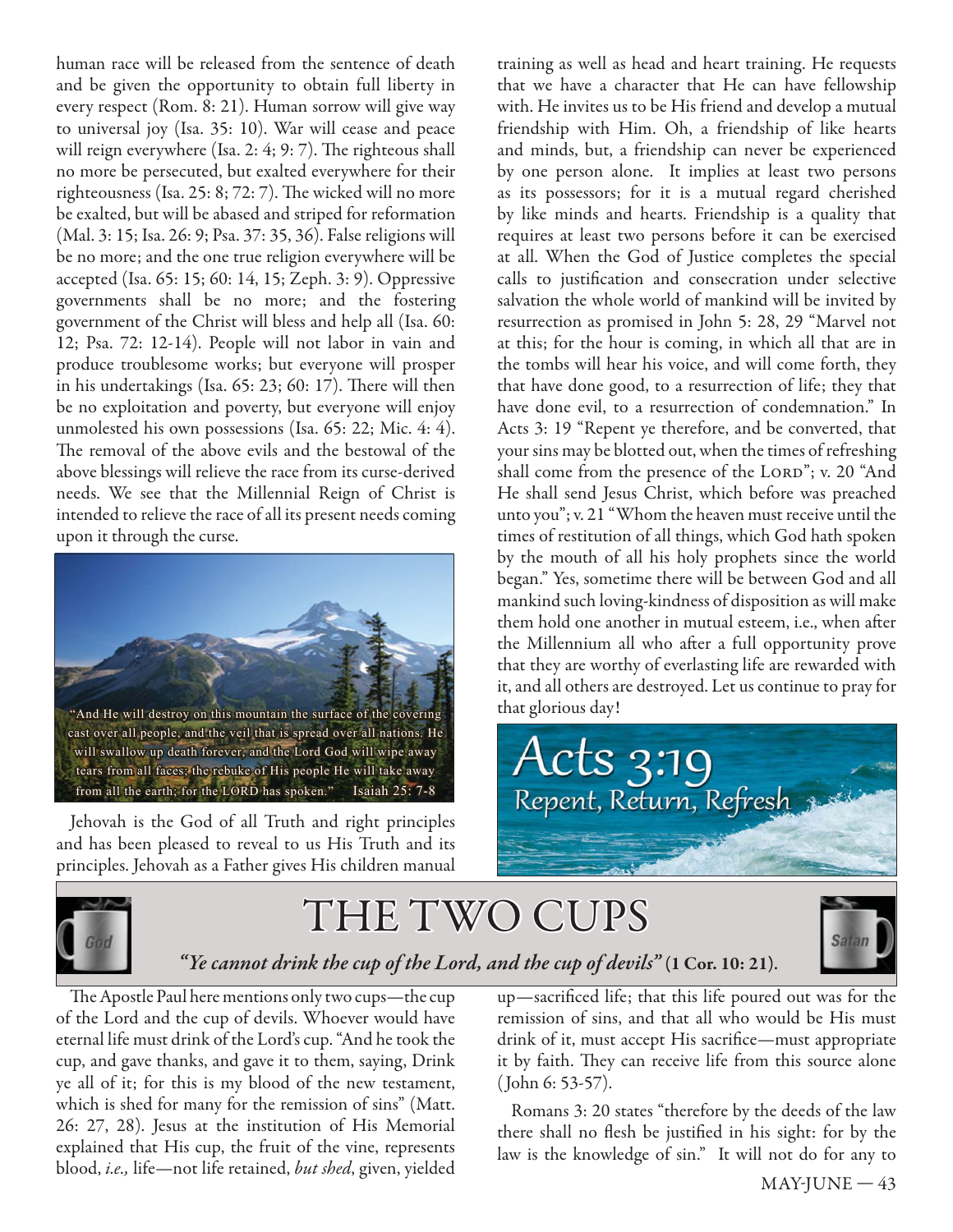human race will be released from the sentence of death and be given the opportunity to obtain full liberty in every respect (Rom. 8: 21). Human sorrow will give way to universal joy (Isa. 35: 10). War will cease and peace will reign everywhere (Isa. 2: 4; 9: 7). The righteous shall no more be persecuted, but exalted everywhere for their righteousness (Isa. 25: 8; 72: 7). The wicked will no more be exalted, but will be abased and striped for reformation (Mal. 3: 15; Isa. 26: 9; Psa. 37: 35, 36). False religions will be no more; and the one true religion everywhere will be accepted (Isa. 65: 15; 60: 14, 15; Zeph. 3: 9). Oppressive governments shall be no more; and the fostering government of the Christ will bless and help all (Isa. 60: 12; Psa. 72: 12-14). People will not labor in vain and produce troublesome works; but everyone will prosper in his undertakings (Isa. 65: 23; 60: 17). There will then be no exploitation and poverty, but everyone will enjoy unmolested his own possessions (Isa. 65: 22; Mic. 4: 4). The removal of the above evils and the bestowal of the above blessings will relieve the race from its curse-derived needs. We see that the Millennial Reign of Christ is intended to relieve the race of all its present needs coming upon it through the curse.

"And He will destroy on this mountain the surface of the covering cast over all people, and the veil that is spread over all nations. He will swallow up death forever, and the Lord God will wipe away tears from all faces; the rebuke of His people He will take away from all the earth; for the LORD has spoken." Isaiah 25: 7-8

Jehovah is the God of all Truth and right principles and has been pleased to reveal to us His Truth and its principles. Jehovah as a Father gives His children manual training as well as head and heart training. He requests that we have a character that He can have fellowship with. He invites us to be His friend and develop a mutual friendship with Him. Oh, a friendship of like hearts and minds, but, a friendship can never be experienced by one person alone. It implies at least two persons as its possessors; for it is a mutual regard cherished by like minds and hearts. Friendship is a quality that requires at least two persons before it can be exercised at all. When the God of Justice completes the special calls to justification and consecration under selective salvation the whole world of mankind will be invited by resurrection as promised in John 5: 28, 29 "Marvel not at this; for the hour is coming, in which all that are in the tombs will hear his voice, and will come forth, they that have done good, to a resurrection of life; they that have done evil, to a resurrection of condemnation." In Acts 3: 19 "Repent ye therefore, and be converted, that your sins may be blotted out, when the times of refreshing shall come from the presence of the LORD"; v. 20 "And He shall send Jesus Christ, which before was preached unto you"; v. 21 "Whom the heaven must receive until the times of restitution of all things, which God hath spoken by the mouth of all his holy prophets since the world began." Yes, sometime there will be between God and all mankind such loving-kindness of disposition as will make them hold one another in mutual esteem, i.e., when after the Millennium all who after a full opportunity prove that they are worthy of everlasting life are rewarded with it, and all others are destroyed. Let us continue to pray for that glorious day!

Acts 3:19
Repent, Return, Refresh

# THE TWO CUPS

***"Ye cannot drink the cup of the Lord, and the cup of devils"* (1 Cor. 10: 21).**

The Apostle Paul here mentions only two cups—the cup of the Lord and the cup of devils. Whoever would have eternal life must drink of the Lord's cup. "And he took the cup, and gave thanks, and gave it to them, saying, Drink ye all of it; for this is my blood of the new testament, which is shed for many for the remission of sins" (Matt. 26: 27, 28). Jesus at the institution of His Memorial explained that His cup, the fruit of the vine, represents blood, *i.e.,* life—not life retained, *but shed*, given, yielded up—sacrificed life; that this life poured out was for the remission of sins, and that all who would be His must drink of it, must accept His sacrifice—must appropriate it by faith. They can receive life from this source alone (John 6: 53-57).

Romans 3: 20 states "therefore by the deeds of the law there shall no flesh be justified in his sight: for by the law is the knowledge of sin." It will not do for any to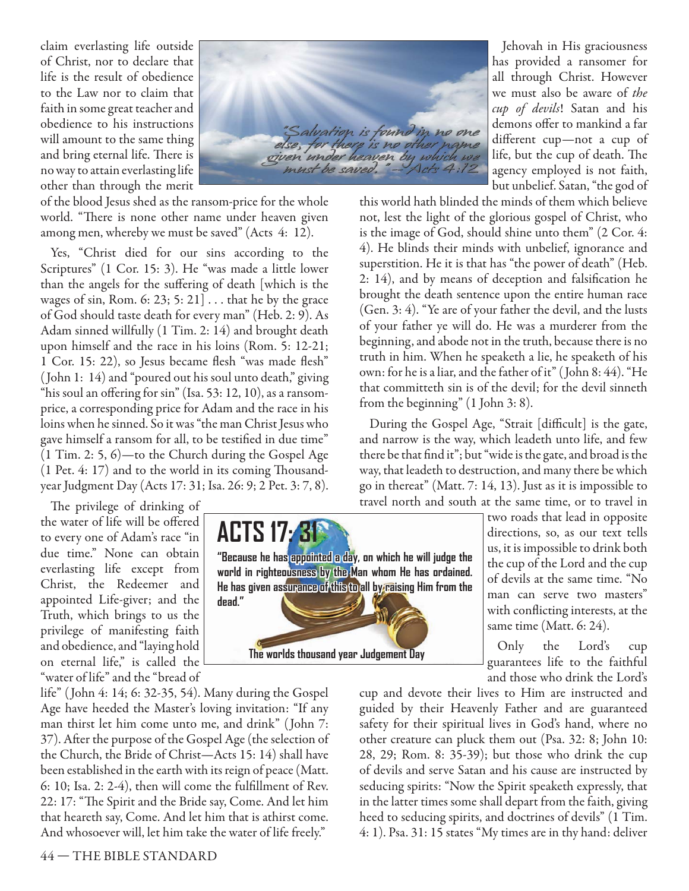claim everlasting life outside of Christ, nor to declare that life is the result of obedience to the Law nor to claim that faith in some great teacher and obedience to his instructions will amount to the same thing and bring eternal life. There is no way to attain everlasting life other than through the merit of the blood Jesus shed as the ransom-price for the whole world. "There is none other name under heaven given among men, whereby we must be saved" (Acts 4: 12).

"Salvation is found in no one else, for there is no other name given under heaven by which we must be saved." —Acts 4:12

Yes, "Christ died for our sins according to the Scriptures" (1 Cor. 15: 3). He "was made a little lower than the angels for the suffering of death [which is the wages of sin, Rom. 6: 23; 5: 21] . . . that he by the grace of God should taste death for every man" (Heb. 2: 9). As Adam sinned willfully (1 Tim. 2: 14) and brought death upon himself and the race in his loins (Rom. 5: 12-21; 1 Cor. 15: 22), so Jesus became flesh "was made flesh" (John 1: 14) and "poured out his soul unto death," giving "his soul an offering for sin" (Isa. 53: 12, 10), as a ransom-price, a corresponding price for Adam and the race in his loins when he sinned. So it was "the man Christ Jesus who gave himself a ransom for all, to be testified in due time" (1 Tim. 2: 5, 6)—to the Church during the Gospel Age (1 Pet. 4: 17) and to the world in its coming Thousand-year Judgment Day (Acts 17: 31; Isa. 26: 9; 2 Pet. 3: 7, 8).

The privilege of drinking of the water of life will be offered to every one of Adam's race "in due time." None can obtain everlasting life except from Christ, the Redeemer and appointed Life-giver; and the Truth, which brings to us the privilege of manifesting faith and obedience, and "laying hold on eternal life," is called the "water of life" and the "bread of life" (John 4: 14; 6: 32-35, 54). Many during the Gospel Age have heeded the Master's loving invitation: "If any man thirst let him come unto me, and drink" (John 7: 37). After the purpose of the Gospel Age (the selection of the Church, the Bride of Christ—Acts 15: 14) shall have been established in the earth with its reign of peace (Matt. 6: 10; Isa. 2: 2-4), then will come the fulfillment of Rev. 22: 17: "The Spirit and the Bride say, Come. And let him that heareth say, Come. And let him that is athirst come. And whosoever will, let him take the water of life freely."

**ACTS 17: 31**

**"Because he has appointed a day, on which he will judge the world in righteousness by the Man whom He has ordained. He has given assurance of this to all by raising Him from the dead."**

**The worlds thousand year Judgement Day**

Jehovah in His graciousness has provided a ransomer for all through Christ. However we must also be aware of *the cup of devils*! Satan and his demons offer to mankind a far different cup—not a cup of life, but the cup of death. The agency employed is not faith, but unbelief. Satan, "the god of this world hath blinded the minds of them which believe not, lest the light of the glorious gospel of Christ, who is the image of God, should shine unto them" (2 Cor. 4: 4). He blinds their minds with unbelief, ignorance and superstition. He it is that has "the power of death" (Heb. 2: 14), and by means of deception and falsification he brought the death sentence upon the entire human race (Gen. 3: 4). "Ye are of your father the devil, and the lusts of your father ye will do. He was a murderer from the beginning, and abode not in the truth, because there is no truth in him. When he speaketh a lie, he speaketh of his own: for he is a liar, and the father of it" (John 8: 44). "He that committeth sin is of the devil; for the devil sinneth from the beginning" (1 John 3: 8).

During the Gospel Age, "Strait [difficult] is the gate, and narrow is the way, which leadeth unto life, and few there be that find it"; but "wide is the gate, and broad is the way, that leadeth to destruction, and many there be which go in thereat" (Matt. 7: 14, 13). Just as it is impossible to travel north and south at the same time, or to travel in two roads that lead in opposite directions, so, as our text tells us, it is impossible to drink both the cup of the Lord and the cup of devils at the same time. "No man can serve two masters" with conflicting interests, at the same time (Matt. 6: 24).

Only the Lord's cup guarantees life to the faithful and those who drink the Lord's cup and devote their lives to Him are instructed and guided by their Heavenly Father and are guaranteed safety for their spiritual lives in God's hand, where no other creature can pluck them out (Psa. 32: 8; John 10: 28, 29; Rom. 8: 35-39); but those who drink the cup of devils and serve Satan and his cause are instructed by seducing spirits: "Now the Spirit speaketh expressly, that in the latter times some shall depart from the faith, giving heed to seducing spirits, and doctrines of devils" (1 Tim. 4: 1). Psa. 31: 15 states "My times are in thy hand: deliver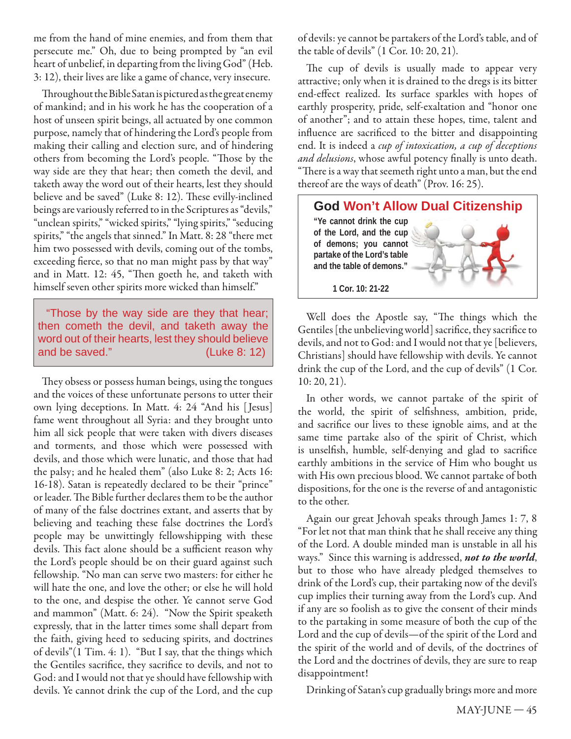me from the hand of mine enemies, and from them that persecute me." Oh, due to being prompted by "an evil heart of unbelief, in departing from the living God" (Heb. 3: 12), their lives are like a game of chance, very insecure.

Throughout the Bible Satan is pictured as the great enemy of mankind; and in his work he has the cooperation of a host of unseen spirit beings, all actuated by one common purpose, namely that of hindering the Lord's people from making their calling and election sure, and of hindering others from becoming the Lord's people. "Those by the way side are they that hear; then cometh the devil, and taketh away the word out of their hearts, lest they should believe and be saved" (Luke 8: 12). These evilly-inclined beings are variously referred to in the Scriptures as "devils," "unclean spirits," "wicked spirits," "lying spirits," "seducing spirits," "the angels that sinned." In Matt. 8: 28 "there met him two possessed with devils, coming out of the tombs, exceeding fierce, so that no man might pass by that way" and in Matt. 12: 45, "Then goeth he, and taketh with himself seven other spirits more wicked than himself."

> "Those by the way side are they that hear; then cometh the devil, and taketh away the word out of their hearts, lest they should believe and be saved." (Luke 8: 12)

They obsess or possess human beings, using the tongues and the voices of these unfortunate persons to utter their own lying deceptions. In Matt. 4: 24 "And his [Jesus] fame went throughout all Syria: and they brought unto him all sick people that were taken with divers diseases and torments, and those which were possessed with devils, and those which were lunatic, and those that had the palsy; and he healed them" (also Luke 8: 2; Acts 16: 16-18). Satan is repeatedly declared to be their "prince" or leader. The Bible further declares them to be the author of many of the false doctrines extant, and asserts that by believing and teaching these false doctrines the Lord's people may be unwittingly fellowshipping with these devils. This fact alone should be a sufficient reason why the Lord's people should be on their guard against such fellowship. "No man can serve two masters: for either he will hate the one, and love the other; or else he will hold to the one, and despise the other. Ye cannot serve God and mammon" (Matt. 6: 24). "Now the Spirit speaketh expressly, that in the latter times some shall depart from the faith, giving heed to seducing spirits, and doctrines of devils"(1 Tim. 4: 1). "But I say, that the things which the Gentiles sacrifice, they sacrifice to devils, and not to God: and I would not that ye should have fellowship with devils. Ye cannot drink the cup of the Lord, and the cup of devils: ye cannot be partakers of the Lord's table, and of the table of devils" (1 Cor. 10: 20, 21).

The cup of devils is usually made to appear very attractive; only when it is drained to the dregs is its bitter end-effect realized. Its surface sparkles with hopes of earthly prosperity, pride, self-exaltation and "honor one of another"; and to attain these hopes, time, talent and influence are sacrificed to the bitter and disappointing end. It is indeed a *cup of intoxication, a cup of deceptions and delusions*, whose awful potency finally is unto death. "There is a way that seemeth right unto a man, but the end thereof are the ways of death" (Prov. 16: 25).

> **God Won't Allow Dual Citizenship**
>
> **"Ye cannot drink the cup of the Lord, and the cup of demons; you cannot partake of the Lord's table and the table of demons."**
>
> **1 Cor. 10: 21-22**

Well does the Apostle say, "The things which the Gentiles [the unbelieving world] sacrifice, they sacrifice to devils, and not to God: and I would not that ye [believers, Christians] should have fellowship with devils. Ye cannot drink the cup of the Lord, and the cup of devils" (1 Cor. 10: 20, 21).

In other words, we cannot partake of the spirit of the world, the spirit of selfishness, ambition, pride, and sacrifice our lives to these ignoble aims, and at the same time partake also of the spirit of Christ, which is unselfish, humble, self-denying and glad to sacrifice earthly ambitions in the service of Him who bought us with His own precious blood. We cannot partake of both dispositions, for the one is the reverse of and antagonistic to the other.

Again our great Jehovah speaks through James 1: 7, 8 "For let not that man think that he shall receive any thing of the Lord. A double minded man is unstable in all his ways." Since this warning is addressed, ***not to the world***, but to those who have already pledged themselves to drink of the Lord's cup, their partaking now of the devil's cup implies their turning away from the Lord's cup. And if any are so foolish as to give the consent of their minds to the partaking in some measure of both the cup of the Lord and the cup of devils—of the spirit of the Lord and the spirit of the world and of devils, of the doctrines of the Lord and the doctrines of devils, they are sure to reap disappointment!

Drinking of Satan's cup gradually brings more and more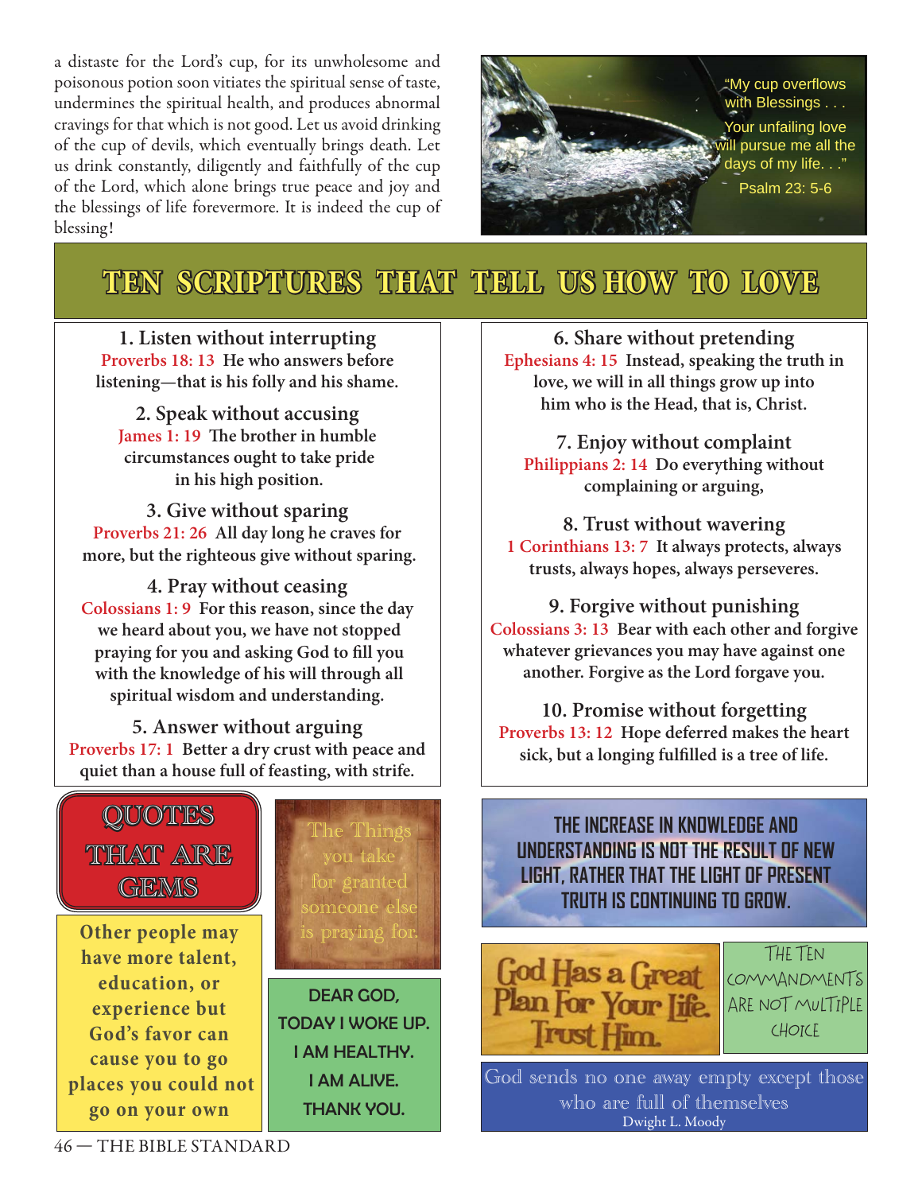a distaste for the Lord's cup, for its unwholesome and poisonous potion soon vitiates the spiritual sense of taste, undermines the spiritual health, and produces abnormal cravings for that which is not good. Let us avoid drinking of the cup of devils, which eventually brings death. Let us drink constantly, diligently and faithfully of the cup of the Lord, which alone brings true peace and joy and the blessings of life forevermore. It is indeed the cup of blessing!

"My cup overflows with Blessings . . .
Your unfailing love will pursue me all the days of my life. . ."
Psalm 23: 5-6

# TEN SCRIPTURES THAT TELL US HOW TO LOVE

**1. Listen without interrupting**
Proverbs 18: 13 **He who answers before listening—that is his folly and his shame.**

**2. Speak without accusing**
James 1: 19 **The brother in humble circumstances ought to take pride in his high position.**

**3. Give without sparing**
Proverbs 21: 26 **All day long he craves for more, but the righteous give without sparing.**

**4. Pray without ceasing**
Colossians 1: 9 **For this reason, since the day we heard about you, we have not stopped praying for you and asking God to fill you with the knowledge of his will through all spiritual wisdom and understanding.**

**5. Answer without arguing**
Proverbs 17: 1 **Better a dry crust with peace and quiet than a house full of feasting, with strife.**

**6. Share without pretending**
Ephesians 4: 15 **Instead, speaking the truth in love, we will in all things grow up into him who is the Head, that is, Christ.**

**7. Enjoy without complaint**
Philippians 2: 14 **Do everything without complaining or arguing,**

**8. Trust without wavering**
1 Corinthians 13: 7 **It always protects, always trusts, always hopes, always perseveres.**

**9. Forgive without punishing**
Colossians 3: 13 **Bear with each other and forgive whatever grievances you may have against one another. Forgive as the Lord forgave you.**

**10. Promise without forgetting**
Proverbs 13: 12 **Hope deferred makes the heart sick, but a longing fulfilled is a tree of life.**

## QUOTES THAT ARE GEMS

The Things you take for granted someone else is praying for.

**Other people may have more talent, education, or experience but God's favor can cause you to go places you could not go on your own**

**DEAR GOD,
TODAY I WOKE UP.
I AM HEALTHY.
I AM ALIVE.
THANK YOU.**

**THE INCREASE IN KNOWLEDGE AND UNDERSTANDING IS NOT THE RESULT OF NEW LIGHT, RATHER THAT THE LIGHT OF PRESENT TRUTH IS CONTINUING TO GROW.**

God Has a Great Plan For Your Life. Trust Him.

THE TEN COMMANDMENTS ARE NOT MULTIPLE CHOICE

God sends no one away empty except those who are full of themselves
Dwight L. Moody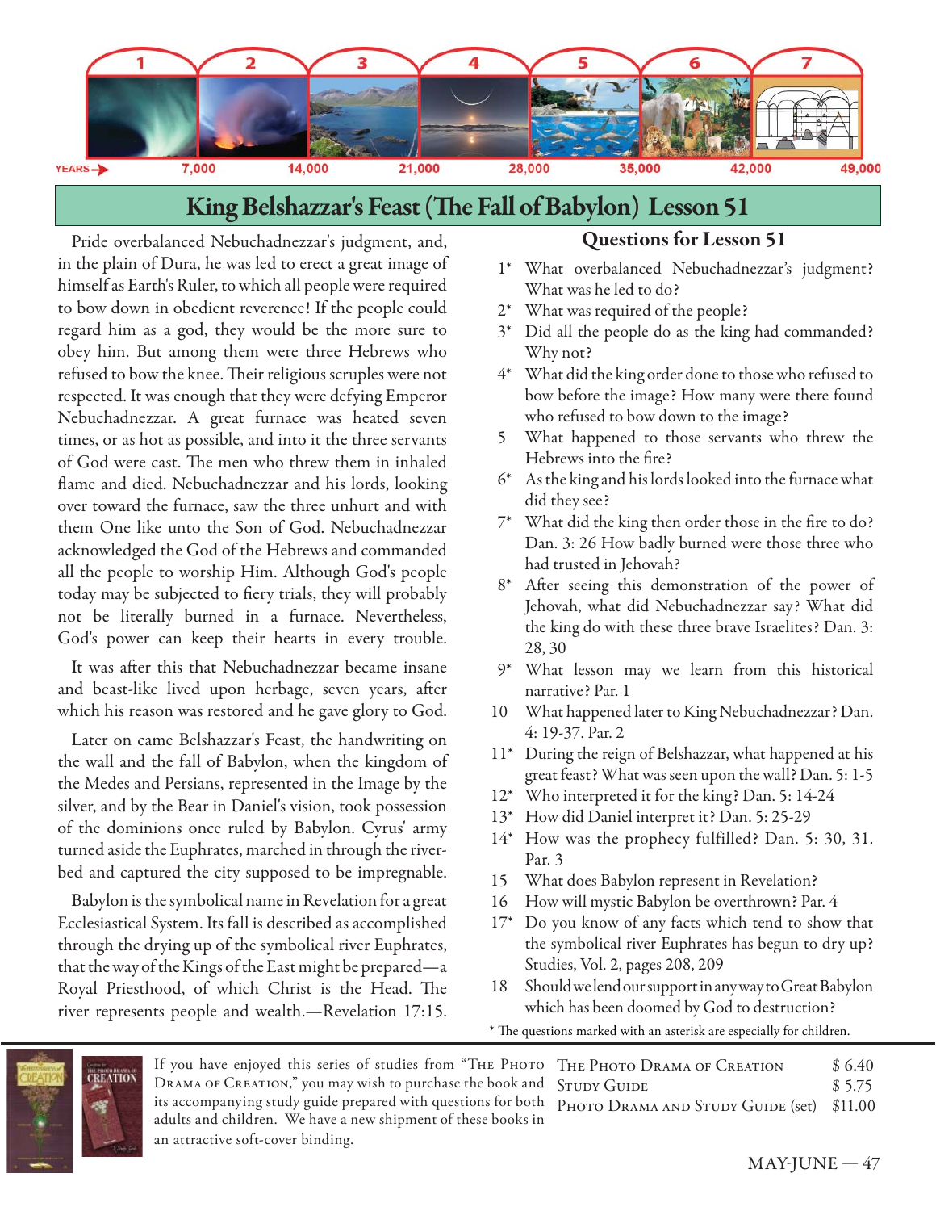YEARS → 7,000 | 14,000 | 21,000 | 28,000 | 35,000 | 42,000 | 49,000

1 2 3 4 5 6 7

# King Belshazzar's Feast (The Fall of Babylon) Lesson 51

Pride overbalanced Nebuchadnezzar's judgment, and, in the plain of Dura, he was led to erect a great image of himself as Earth's Ruler, to which all people were required to bow down in obedient reverence! If the people could regard him as a god, they would be the more sure to obey him. But among them were three Hebrews who refused to bow the knee. Their religious scruples were not respected. It was enough that they were defying Emperor Nebuchadnezzar. A great furnace was heated seven times, or as hot as possible, and into it the three servants of God were cast. The men who threw them in inhaled flame and died. Nebuchadnezzar and his lords, looking over toward the furnace, saw the three unhurt and with them One like unto the Son of God. Nebuchadnezzar acknowledged the God of the Hebrews and commanded all the people to worship Him. Although God's people today may be subjected to fiery trials, they will probably not be literally burned in a furnace. Nevertheless, God's power can keep their hearts in every trouble.

It was after this that Nebuchadnezzar became insane and beast-like lived upon herbage, seven years, after which his reason was restored and he gave glory to God.

Later on came Belshazzar's Feast, the handwriting on the wall and the fall of Babylon, when the kingdom of the Medes and Persians, represented in the Image by the silver, and by the Bear in Daniel's vision, took possession of the dominions once ruled by Babylon. Cyrus' army turned aside the Euphrates, marched in through the river-bed and captured the city supposed to be impregnable.

Babylon is the symbolical name in Revelation for a great Ecclesiastical System. Its fall is described as accomplished through the drying up of the symbolical river Euphrates, that the way of the Kings of the East might be prepared—a Royal Priesthood, of which Christ is the Head. The river represents people and wealth.—Revelation 17:15.

## Questions for Lesson 51

1* What overbalanced Nebuchadnezzar's judgment? What was he led to do?

2* What was required of the people?

3* Did all the people do as the king had commanded? Why not?

4* What did the king order done to those who refused to bow before the image? How many were there found who refused to bow down to the image?

5 What happened to those servants who threw the Hebrews into the fire?

6* As the king and his lords looked into the furnace what did they see?

7* What did the king then order those in the fire to do? Dan. 3: 26 How badly burned were those three who had trusted in Jehovah?

8* After seeing this demonstration of the power of Jehovah, what did Nebuchadnezzar say? What did the king do with these three brave Israelites? Dan. 3: 28, 30

9* What lesson may we learn from this historical narrative? Par. 1

10 What happened later to King Nebuchadnezzar? Dan. 4: 19-37. Par. 2

11* During the reign of Belshazzar, what happened at his great feast? What was seen upon the wall? Dan. 5: 1-5

12* Who interpreted it for the king? Dan. 5: 14-24

13* How did Daniel interpret it? Dan. 5: 25-29

14* How was the prophecy fulfilled? Dan. 5: 30, 31. Par. 3

15 What does Babylon represent in Revelation?

16 How will mystic Babylon be overthrown? Par. 4

17* Do you know of any facts which tend to show that the symbolical river Euphrates has begun to dry up? Studies, Vol. 2, pages 208, 209

18 Should we lend our support in any way to Great Babylon which has been doomed by God to destruction?

* The questions marked with an asterisk are especially for children.

---

If you have enjoyed this series of studies from "The Photo Drama of Creation," you may wish to purchase the book and its accompanying study guide prepared with questions for both adults and children. We have a new shipment of these books in an attractive soft-cover binding.

| | |
|---|---|
| The Photo Drama of Creation | $6.40 |
| Study Guide | $5.75 |
| Photo Drama and Study Guide (set) | $11.00 |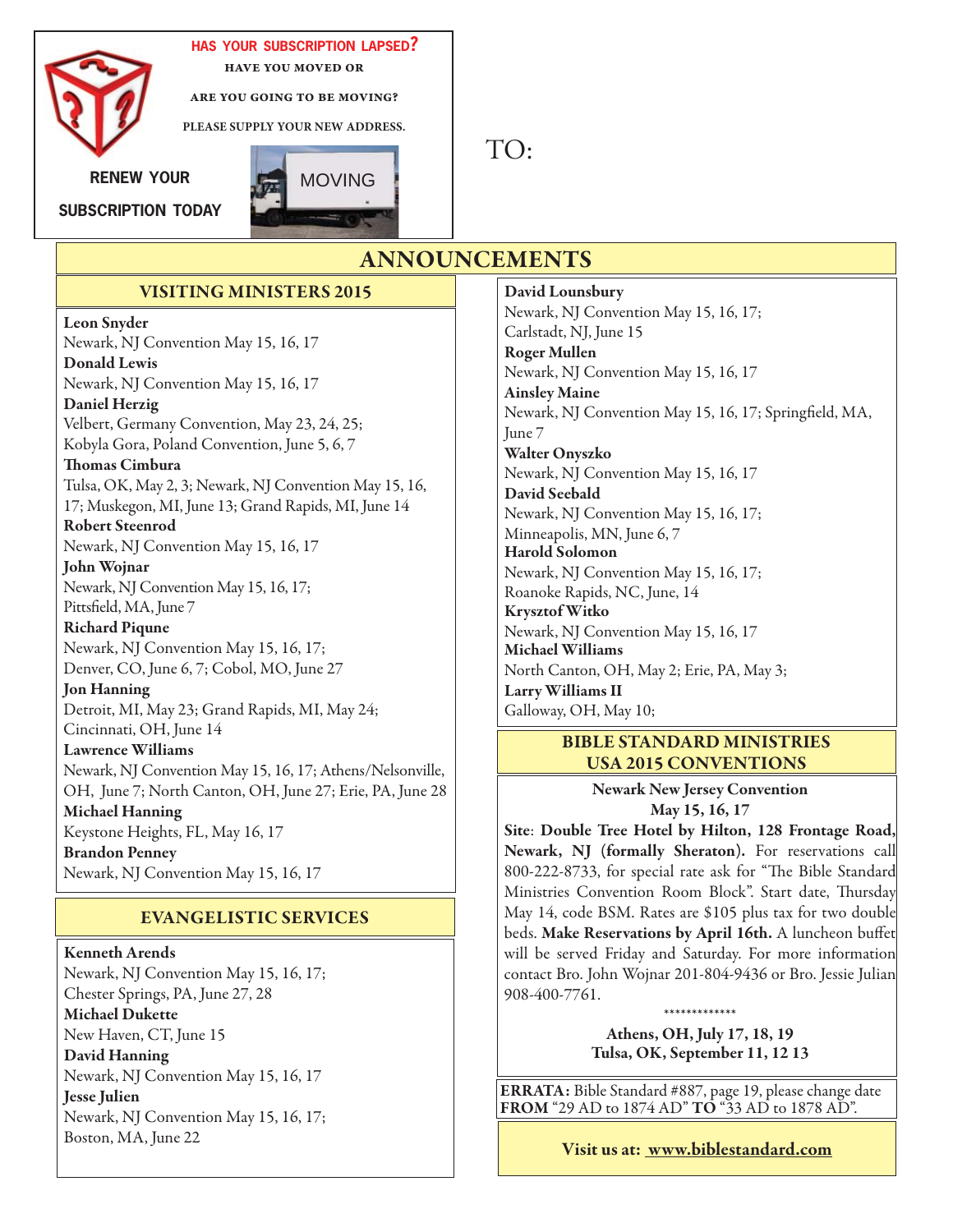**HAS YOUR SUBSCRIPTION LAPSED?**

HAVE YOU MOVED OR

ARE YOU GOING TO BE MOVING?

PLEASE SUPPLY YOUR NEW ADDRESS.

**RENEW YOUR SUBSCRIPTION TODAY**

MOVING

TO:

# ANNOUNCEMENTS

## VISITING MINISTERS 2015

**Leon Snyder**
Newark, NJ Convention May 15, 16, 17

**Donald Lewis**
Newark, NJ Convention May 15, 16, 17

**Daniel Herzig**
Velbert, Germany Convention, May 23, 24, 25; Kobyla Gora, Poland Convention, June 5, 6, 7

**Thomas Cimbura**
Tulsa, OK, May 2, 3; Newark, NJ Convention May 15, 16, 17; Muskegon, MI, June 13; Grand Rapids, MI, June 14

**Robert Steenrod**
Newark, NJ Convention May 15, 16, 17

**John Wojnar**
Newark, NJ Convention May 15, 16, 17; Pittsfield, MA, June 7

**Richard Piqune**
Newark, NJ Convention May 15, 16, 17; Denver, CO, June 6, 7; Cobol, MO, June 27

**Jon Hanning**
Detroit, MI, May 23; Grand Rapids, MI, May 24; Cincinnati, OH, June 14

**Lawrence Williams**
Newark, NJ Convention May 15, 16, 17; Athens/Nelsonville, OH, June 7; North Canton, OH, June 27; Erie, PA, June 28

**Michael Hanning**
Keystone Heights, FL, May 16, 17

**Brandon Penney**
Newark, NJ Convention May 15, 16, 17

**David Lounsbury**
Newark, NJ Convention May 15, 16, 17; Carlstadt, NJ, June 15

**Roger Mullen**
Newark, NJ Convention May 15, 16, 17

**Ainsley Maine**
Newark, NJ Convention May 15, 16, 17; Springfield, MA, June 7

**Walter Onyszko**
Newark, NJ Convention May 15, 16, 17

**David Seebald**
Newark, NJ Convention May 15, 16, 17; Minneapolis, MN, June 6, 7

**Harold Solomon**
Newark, NJ Convention May 15, 16, 17; Roanoke Rapids, NC, June, 14

**Krysztof Witko**
Newark, NJ Convention May 15, 16, 17

**Michael Williams**
North Canton, OH, May 2; Erie, PA, May 3;

**Larry Williams II**
Galloway, OH, May 10;

## EVANGELISTIC SERVICES

**Kenneth Arends**
Newark, NJ Convention May 15, 16, 17; Chester Springs, PA, June 27, 28

**Michael Dukette**
New Haven, CT, June 15

**David Hanning**
Newark, NJ Convention May 15, 16, 17

**Jesse Julien**
Newark, NJ Convention May 15, 16, 17; Boston, MA, June 22

## BIBLE STANDARD MINISTRIES USA 2015 CONVENTIONS

**Newark New Jersey Convention**
**May 15, 16, 17**

**Site: Double Tree Hotel by Hilton, 128 Frontage Road, Newark, NJ (formally Sheraton).** For reservations call 800-222-8733, for special rate ask for "The Bible Standard Ministries Convention Room Block". Start date, Thursday May 14, code BSM. Rates are $105 plus tax for two double beds. **Make Reservations by April 16th.** A luncheon buffet will be served Friday and Saturday. For more information contact Bro. John Wojnar 201-804-9436 or Bro. Jessie Julian 908-400-7761.

*************

**Athens, OH, July 17, 18, 19**
**Tulsa, OK, September 11, 12 13**

**ERRATA:** Bible Standard #887, page 19, please change date **FROM** "29 AD to 1874 AD" **TO** "33 AD to 1878 AD".

**Visit us at: www.biblestandard.com**